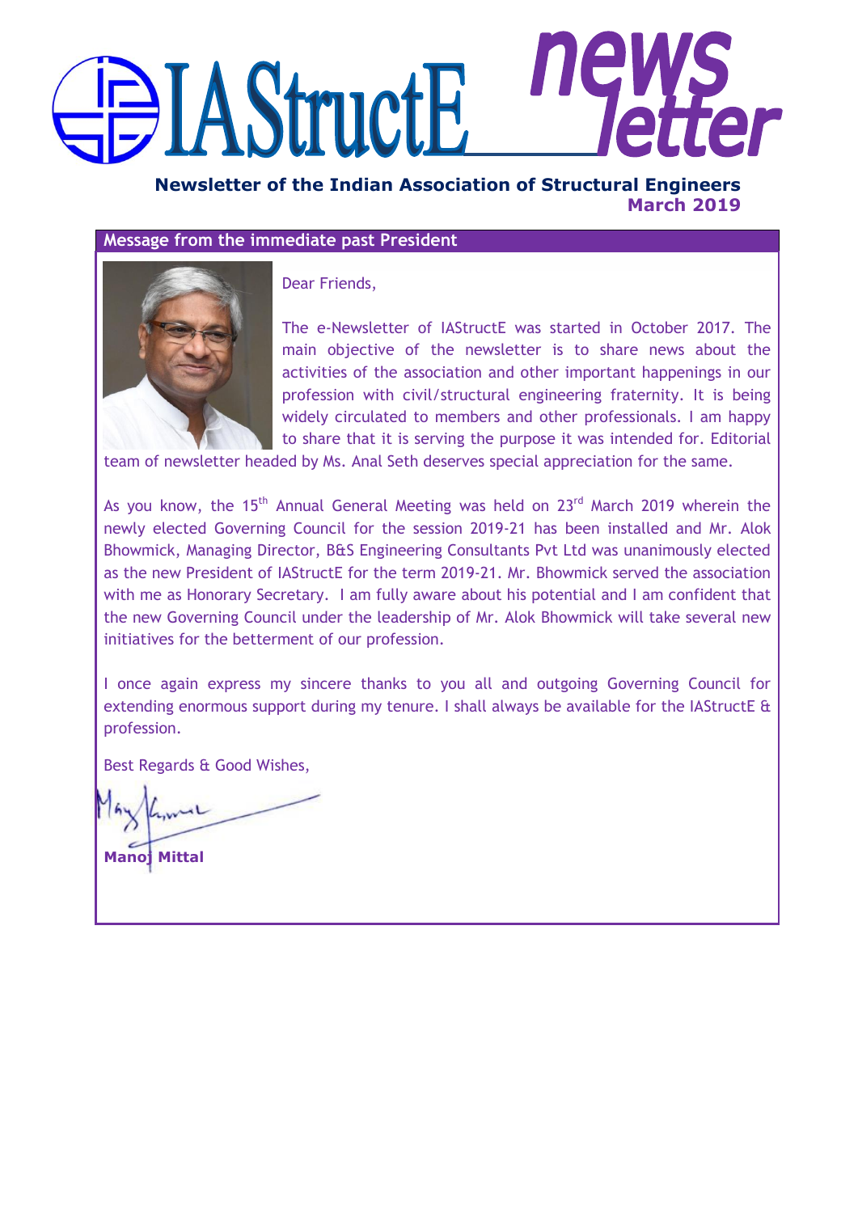# IAStructE newsletter

**Newsletter of the Indian Association of Structural Engineers**

**March 2019**

## Message from the immediate past President

Dear Friends,

The e-Newsletter of IAStructE was started in October 2017. The main objective of the newsletter is to share news about the activities of the association and other important happenings in our profession with civil/structural engineering fraternity. It is being widely circulated to members and other professionals. I am happy to share that it is serving the purpose it was intended for. Editorial team of newsletter headed by Ms. Anal Seth deserves special appreciation for the same.

As you know, the 15th Annual General Meeting was held on 23rd March 2019 wherein the newly elected Governing Council for the session 2019-21 has been installed and Mr. Alok Bhowmick, Managing Director, B&S Engineering Consultants Pvt Ltd was unanimously elected as the new President of IAStructE for the term 2019-21. Mr. Bhowmick served the association with me as Honorary Secretary. I am fully aware about his potential and I am confident that the new Governing Council under the leadership of Mr. Alok Bhowmick will take several new initiatives for the betterment of our profession.

I once again express my sincere thanks to you all and outgoing Governing Council for extending enormous support during my tenure. I shall always be available for the IAStructE & profession.

Best Regards & Good Wishes,

**Manoj Mittal**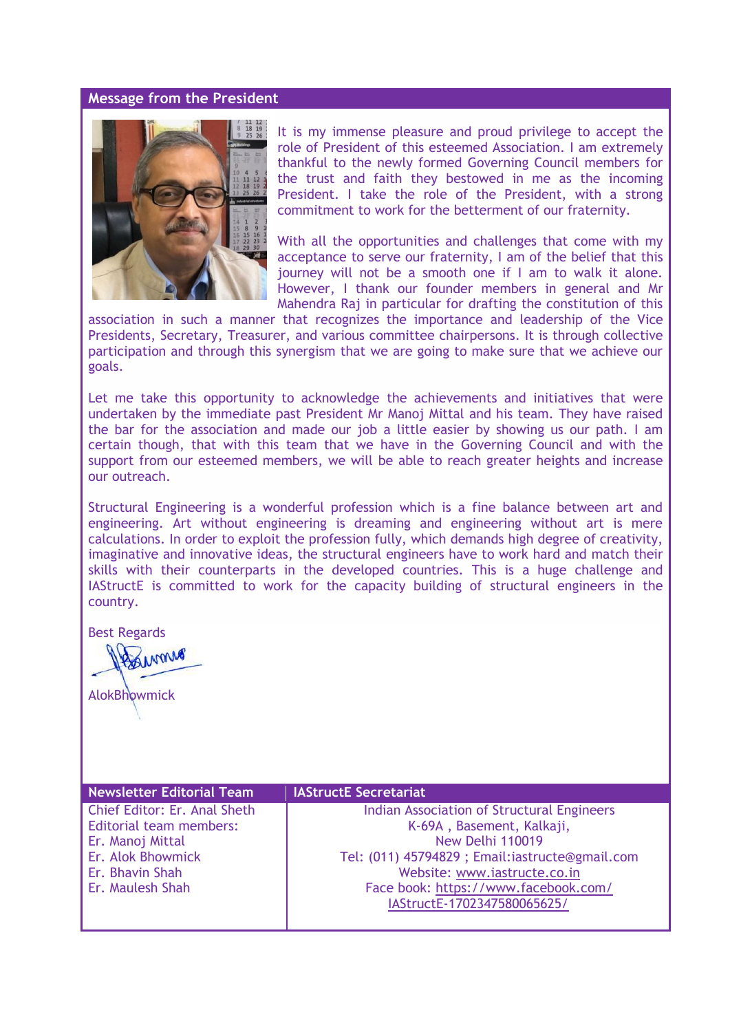## Message from the President

It is my immense pleasure and proud privilege to accept the role of President of this esteemed Association. I am extremely thankful to the newly formed Governing Council members for the trust and faith they bestowed in me as the incoming President. I take the role of the President, with a strong commitment to work for the betterment of our fraternity.

With all the opportunities and challenges that come with my acceptance to serve our fraternity, I am of the belief that this journey will not be a smooth one if I am to walk it alone. However, I thank our founder members in general and Mr Mahendra Raj in particular for drafting the constitution of this association in such a manner that recognizes the importance and leadership of the Vice Presidents, Secretary, Treasurer, and various committee chairpersons. It is through collective participation and through this synergism that we are going to make sure that we achieve our goals.

Let me take this opportunity to acknowledge the achievements and initiatives that were undertaken by the immediate past President Mr Manoj Mittal and his team. They have raised the bar for the association and made our job a little easier by showing us our path. I am certain though, that with this team that we have in the Governing Council and with the support from our esteemed members, we will be able to reach greater heights and increase our outreach.

Structural Engineering is a wonderful profession which is a fine balance between art and engineering. Art without engineering is dreaming and engineering without art is mere calculations. In order to exploit the profession fully, which demands high degree of creativity, imaginative and innovative ideas, the structural engineers have to work hard and match their skills with their counterparts in the developed countries. This is a huge challenge and IAStructE is committed to work for the capacity building of structural engineers in the country.

Best Regards

AlokBhowmick

| Newsletter Editorial Team | IAStructE Secretariat |
|---|---|
| Chief Editor: Er. Anal Sheth<br>Editorial team members:<br>Er. Manoj Mittal<br>Er. Alok Bhowmick<br>Er. Bhavin Shah<br>Er. Maulesh Shah | Indian Association of Structural Engineers<br>K-69A , Basement, Kalkaji,<br>New Delhi 110019<br>Tel: (011) 45794829 ; Email:iastructe@gmail.com<br>Website: www.iastructe.co.in<br>Face book: https://www.facebook.com/IAStructE-1702347580065625/ |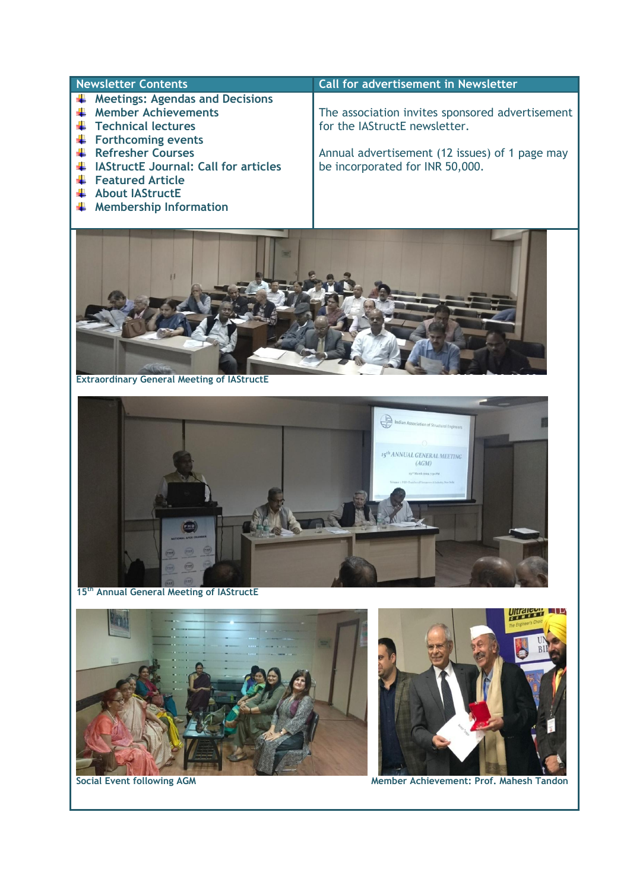| Newsletter Contents | Call for advertisement in Newsletter |
| --- | --- |
| Meetings: Agendas and Decisions<br>Member Achievements<br>Technical lectures<br>Forthcoming events<br>Refresher Courses<br>IAStructE Journal: Call for articles<br>Featured Article<br>About IAStructE<br>Membership Information | The association invites sponsored advertisement for the IAStructE newsletter.<br><br>Annual advertisement (12 issues) of 1 page may be incorporated for INR 50,000. |

**Extraordinary General Meeting of IAStructE**

**15th Annual General Meeting of IAStructE**

**Social Event following AGM**

**Member Achievement: Prof. Mahesh Tandon**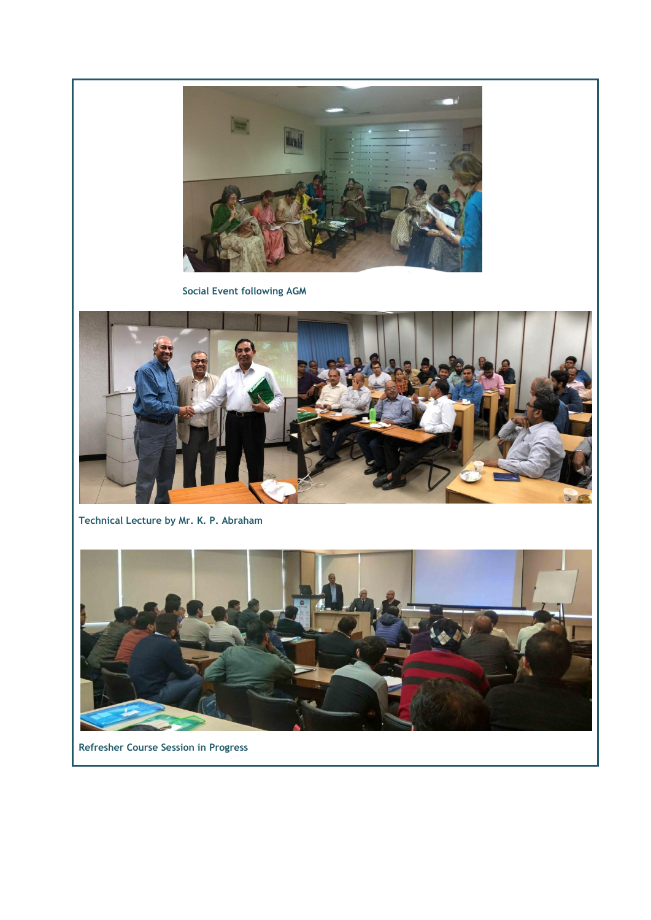Social Event following AGM

Technical Lecture by Mr. K. P. Abraham

Refresher Course Session in Progress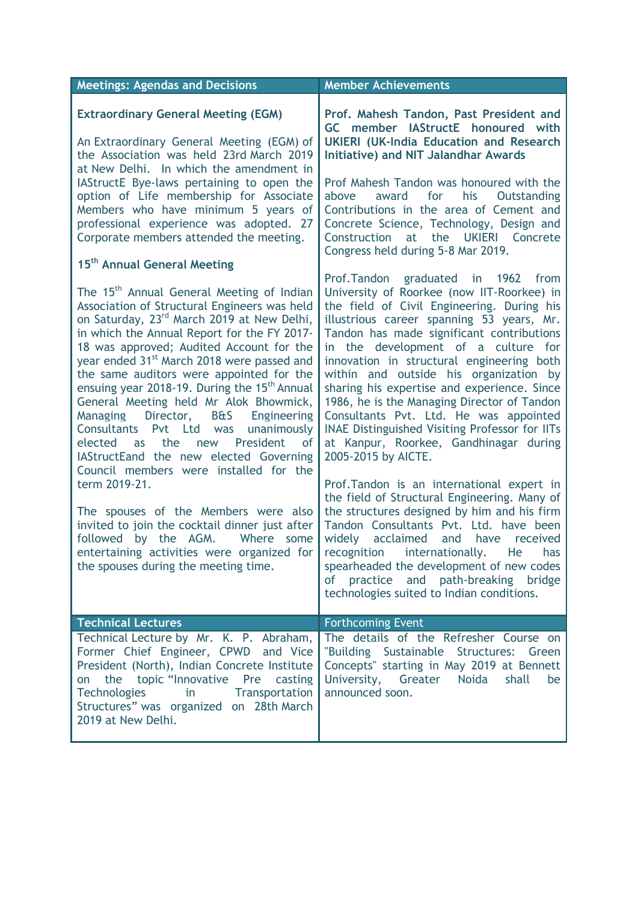## Meetings: Agendas and Decisions

### Extraordinary General Meeting (EGM)

An Extraordinary General Meeting (EGM) of the Association was held 23rd March 2019 at New Delhi. In which the amendment in IAStructE Bye-laws pertaining to open the option of Life membership for Associate Members who have minimum 5 years of professional experience was adopted. 27 Corporate members attended the meeting.

### 15th Annual General Meeting

The 15th Annual General Meeting of Indian Association of Structural Engineers was held on Saturday, 23rd March 2019 at New Delhi, in which the Annual Report for the FY 2017-18 was approved; Audited Account for the year ended 31st March 2018 were passed and the same auditors were appointed for the ensuing year 2018-19. During the 15th Annual General Meeting held Mr Alok Bhowmick, Managing Director, B&S Engineering Consultants Pvt Ltd was unanimously elected as the new President of IAStructEand the new elected Governing Council members were installed for the term 2019-21.

The spouses of the Members were also invited to join the cocktail dinner just after followed by the AGM. Where some entertaining activities were organized for the spouses during the meeting time.

## Member Achievements

**Prof. Mahesh Tandon, Past President and GC member IAStructE honoured with UKIERI (UK-India Education and Research Initiative) and NIT Jalandhar Awards**

Prof Mahesh Tandon was honoured with the above award for his Outstanding Contributions in the area of Cement and Concrete Science, Technology, Design and Construction at the UKIERI Concrete Congress held during 5-8 Mar 2019.

Prof.Tandon graduated in 1962 from University of Roorkee (now IIT-Roorkee) in the field of Civil Engineering. During his illustrious career spanning 53 years, Mr. Tandon has made significant contributions in the development of a culture for innovation in structural engineering both within and outside his organization by sharing his expertise and experience. Since 1986, he is the Managing Director of Tandon Consultants Pvt. Ltd. He was appointed INAE Distinguished Visiting Professor for IITs at Kanpur, Roorkee, Gandhinagar during 2005-2015 by AICTE.

Prof.Tandon is an international expert in the field of Structural Engineering. Many of the structures designed by him and his firm Tandon Consultants Pvt. Ltd. have been widely acclaimed and have received recognition internationally. He has spearheaded the development of new codes of practice and path-breaking bridge technologies suited to Indian conditions.

## Technical Lectures

Technical Lecture by Mr. K. P. Abraham, Former Chief Engineer, CPWD and Vice President (North), Indian Concrete Institute on the topic "Innovative Pre casting Technologies in Transportation Structures" was organized on 28th March 2019 at New Delhi.

## Forthcoming Event

The details of the Refresher Course on "Building Sustainable Structures: Green Concepts" starting in May 2019 at Bennett University, Greater Noida shall be announced soon.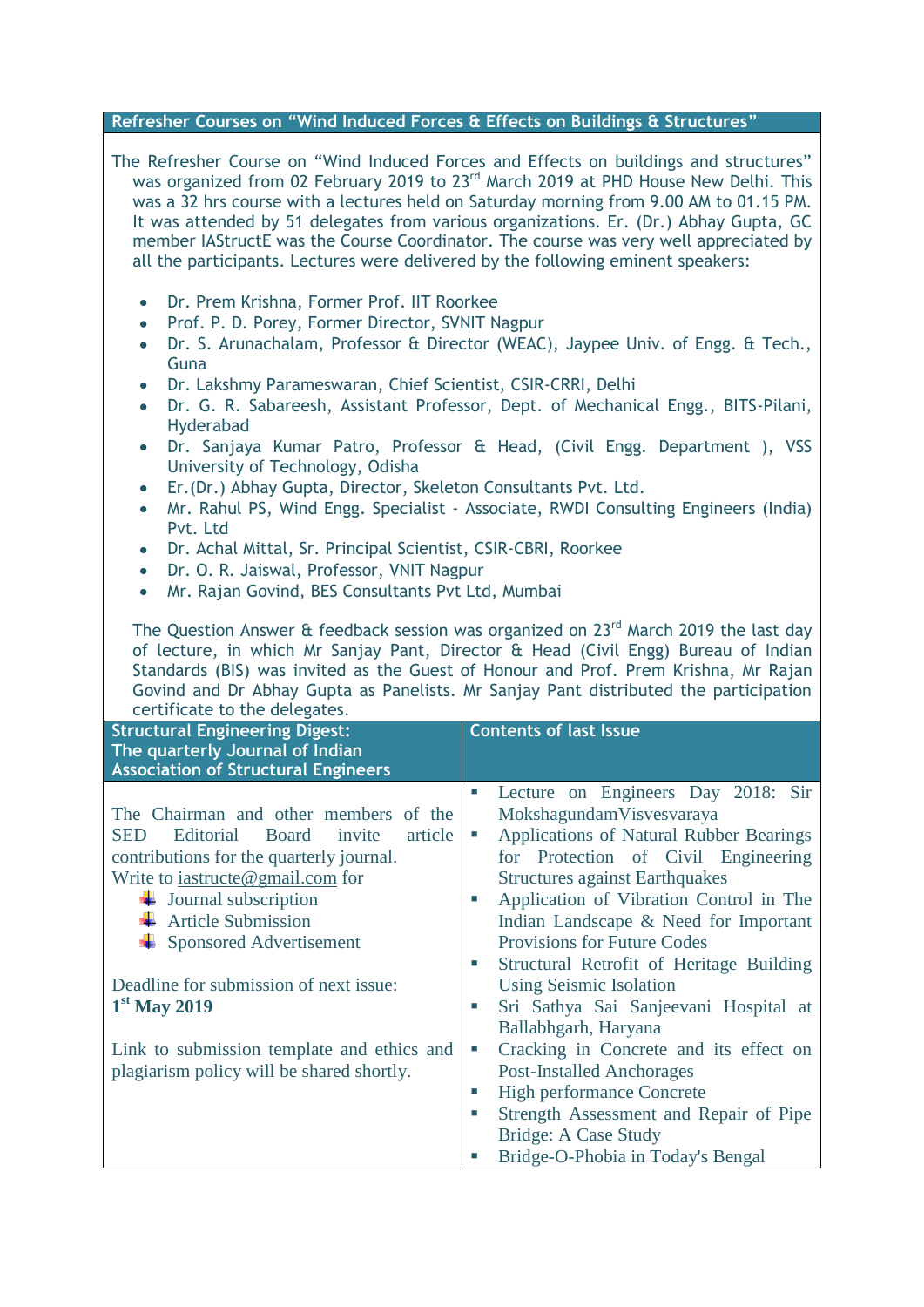## Refresher Courses on "Wind Induced Forces & Effects on Buildings & Structures"

The Refresher Course on "Wind Induced Forces and Effects on buildings and structures" was organized from 02 February 2019 to 23rd March 2019 at PHD House New Delhi. This was a 32 hrs course with a lectures held on Saturday morning from 9.00 AM to 01.15 PM. It was attended by 51 delegates from various organizations. Er. (Dr.) Abhay Gupta, GC member IAStructE was the Course Coordinator. The course was very well appreciated by all the participants. Lectures were delivered by the following eminent speakers:

- Dr. Prem Krishna, Former Prof. IIT Roorkee
- Prof. P. D. Porey, Former Director, SVNIT Nagpur
- Dr. S. Arunachalam, Professor & Director (WEAC), Jaypee Univ. of Engg. & Tech., Guna
- Dr. Lakshmy Parameswaran, Chief Scientist, CSIR-CRRI, Delhi
- Dr. G. R. Sabareesh, Assistant Professor, Dept. of Mechanical Engg., BITS-Pilani, Hyderabad
- Dr. Sanjaya Kumar Patro, Professor & Head, (Civil Engg. Department ), VSS University of Technology, Odisha
- Er.(Dr.) Abhay Gupta, Director, Skeleton Consultants Pvt. Ltd.
- Mr. Rahul PS, Wind Engg. Specialist - Associate, RWDI Consulting Engineers (India) Pvt. Ltd
- Dr. Achal Mittal, Sr. Principal Scientist, CSIR-CBRI, Roorkee
- Dr. O. R. Jaiswal, Professor, VNIT Nagpur
- Mr. Rajan Govind, BES Consultants Pvt Ltd, Mumbai

The Question Answer & feedback session was organized on 23rd March 2019 the last day of lecture, in which Mr Sanjay Pant, Director & Head (Civil Engg) Bureau of Indian Standards (BIS) was invited as the Guest of Honour and Prof. Prem Krishna, Mr Rajan Govind and Dr Abhay Gupta as Panelists. Mr Sanjay Pant distributed the participation certificate to the delegates.

## Structural Engineering Digest: The quarterly Journal of Indian Association of Structural Engineers

The Chairman and other members of the SED Editorial Board invite article contributions for the quarterly journal. Write to iastructe@gmail.com for

- Journal subscription
- Article Submission
- Sponsored Advertisement

Deadline for submission of next issue:
**1st May 2019**

Link to submission template and ethics and plagiarism policy will be shared shortly.

## Contents of last Issue

- Lecture on Engineers Day 2018: Sir MokshagundamVisvesvaraya
- Applications of Natural Rubber Bearings for Protection of Civil Engineering Structures against Earthquakes
- Application of Vibration Control in The Indian Landscape & Need for Important Provisions for Future Codes
- Structural Retrofit of Heritage Building Using Seismic Isolation
- Sri Sathya Sai Sanjeevani Hospital at Ballabhgarh, Haryana
- Cracking in Concrete and its effect on Post-Installed Anchorages
- High performance Concrete
- Strength Assessment and Repair of Pipe Bridge: A Case Study
- Bridge-O-Phobia in Today's Bengal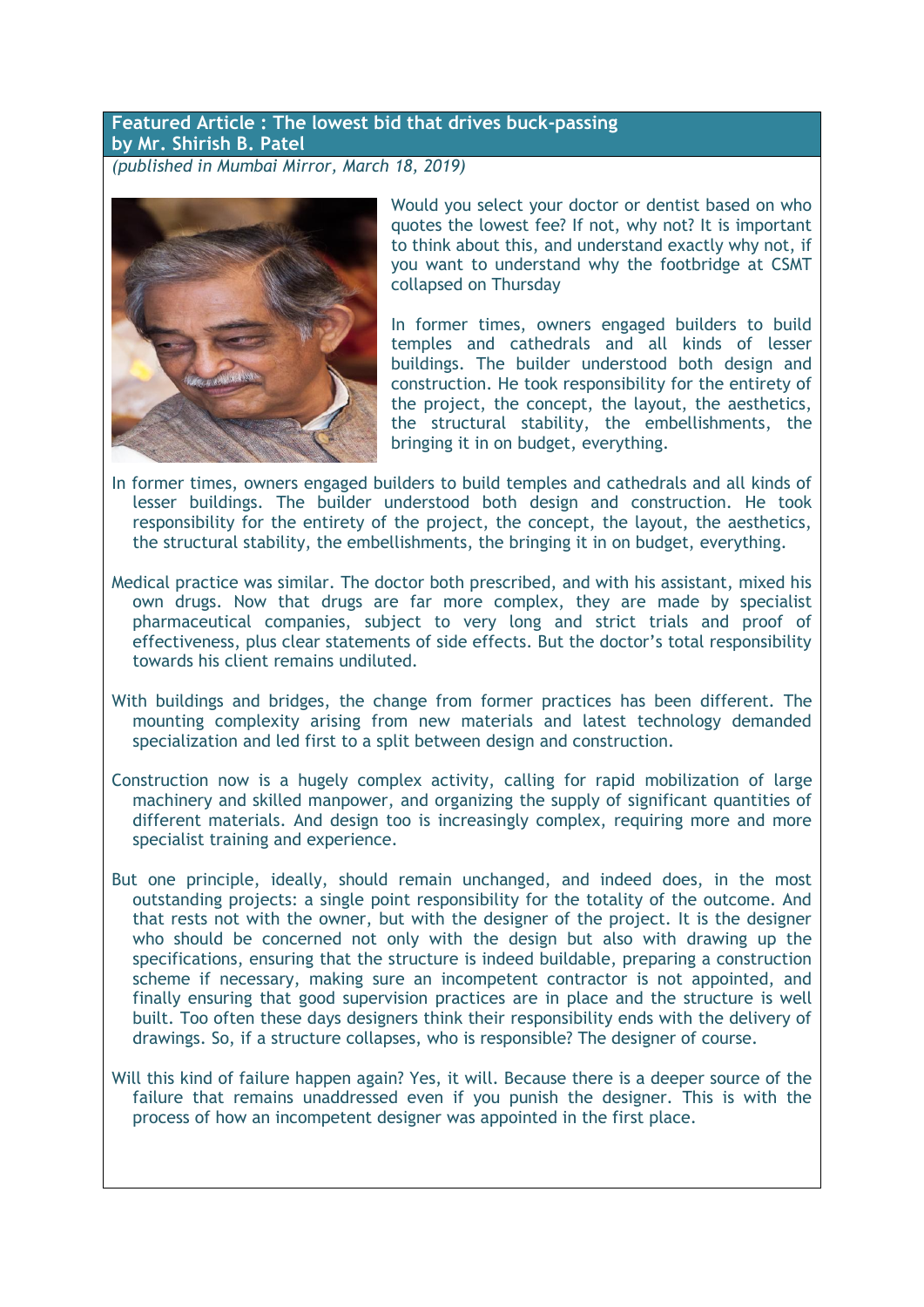**Featured Article : The lowest bid that drives buck-passing**
**by Mr. Shirish B. Patel**

*(published in Mumbai Mirror, March 18, 2019)*

Would you select your doctor or dentist based on who quotes the lowest fee? If not, why not? It is important to think about this, and understand exactly why not, if you want to understand why the footbridge at CSMT collapsed on Thursday

In former times, owners engaged builders to build temples and cathedrals and all kinds of lesser buildings. The builder understood both design and construction. He took responsibility for the entirety of the project, the concept, the layout, the aesthetics, the structural stability, the embellishments, the bringing it in on budget, everything.

In former times, owners engaged builders to build temples and cathedrals and all kinds of lesser buildings. The builder understood both design and construction. He took responsibility for the entirety of the project, the concept, the layout, the aesthetics, the structural stability, the embellishments, the bringing it in on budget, everything.

Medical practice was similar. The doctor both prescribed, and with his assistant, mixed his own drugs. Now that drugs are far more complex, they are made by specialist pharmaceutical companies, subject to very long and strict trials and proof of effectiveness, plus clear statements of side effects. But the doctor's total responsibility towards his client remains undiluted.

With buildings and bridges, the change from former practices has been different. The mounting complexity arising from new materials and latest technology demanded specialization and led first to a split between design and construction.

Construction now is a hugely complex activity, calling for rapid mobilization of large machinery and skilled manpower, and organizing the supply of significant quantities of different materials. And design too is increasingly complex, requiring more and more specialist training and experience.

But one principle, ideally, should remain unchanged, and indeed does, in the most outstanding projects: a single point responsibility for the totality of the outcome. And that rests not with the owner, but with the designer of the project. It is the designer who should be concerned not only with the design but also with drawing up the specifications, ensuring that the structure is indeed buildable, preparing a construction scheme if necessary, making sure an incompetent contractor is not appointed, and finally ensuring that good supervision practices are in place and the structure is well built. Too often these days designers think their responsibility ends with the delivery of drawings. So, if a structure collapses, who is responsible? The designer of course.

Will this kind of failure happen again? Yes, it will. Because there is a deeper source of the failure that remains unaddressed even if you punish the designer. This is with the process of how an incompetent designer was appointed in the first place.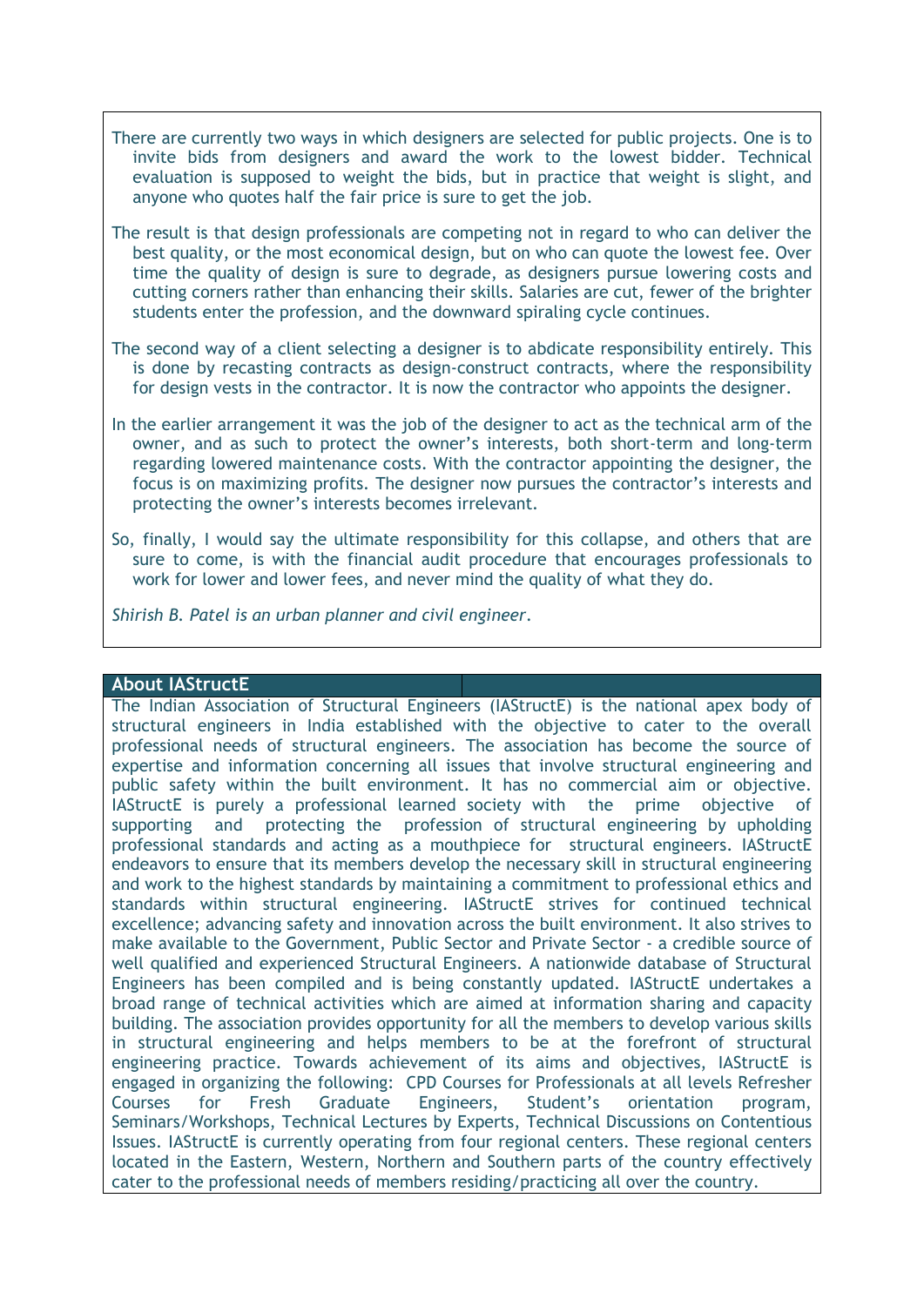There are currently two ways in which designers are selected for public projects. One is to invite bids from designers and award the work to the lowest bidder. Technical evaluation is supposed to weight the bids, but in practice that weight is slight, and anyone who quotes half the fair price is sure to get the job.

The result is that design professionals are competing not in regard to who can deliver the best quality, or the most economical design, but on who can quote the lowest fee. Over time the quality of design is sure to degrade, as designers pursue lowering costs and cutting corners rather than enhancing their skills. Salaries are cut, fewer of the brighter students enter the profession, and the downward spiraling cycle continues.

The second way of a client selecting a designer is to abdicate responsibility entirely. This is done by recasting contracts as design-construct contracts, where the responsibility for design vests in the contractor. It is now the contractor who appoints the designer.

In the earlier arrangement it was the job of the designer to act as the technical arm of the owner, and as such to protect the owner's interests, both short-term and long-term regarding lowered maintenance costs. With the contractor appointing the designer, the focus is on maximizing profits. The designer now pursues the contractor's interests and protecting the owner's interests becomes irrelevant.

So, finally, I would say the ultimate responsibility for this collapse, and others that are sure to come, is with the financial audit procedure that encourages professionals to work for lower and lower fees, and never mind the quality of what they do.

*Shirish B. Patel is an urban planner and civil engineer.*

## About IAStructE

The Indian Association of Structural Engineers (IAStructE) is the national apex body of structural engineers in India established with the objective to cater to the overall professional needs of structural engineers. The association has become the source of expertise and information concerning all issues that involve structural engineering and public safety within the built environment. It has no commercial aim or objective. IAStructE is purely a professional learned society with the prime objective of supporting and protecting the profession of structural engineering by upholding professional standards and acting as a mouthpiece for structural engineers. IAStructE endeavors to ensure that its members develop the necessary skill in structural engineering and work to the highest standards by maintaining a commitment to professional ethics and standards within structural engineering. IAStructE strives for continued technical excellence; advancing safety and innovation across the built environment. It also strives to make available to the Government, Public Sector and Private Sector - a credible source of well qualified and experienced Structural Engineers. A nationwide database of Structural Engineers has been compiled and is being constantly updated. IAStructE undertakes a broad range of technical activities which are aimed at information sharing and capacity building. The association provides opportunity for all the members to develop various skills in structural engineering and helps members to be at the forefront of structural engineering practice. Towards achievement of its aims and objectives, IAStructE is engaged in organizing the following: CPD Courses for Professionals at all levels Refresher Courses for Fresh Graduate Engineers, Student's orientation program, Seminars/Workshops, Technical Lectures by Experts, Technical Discussions on Contentious Issues. IAStructE is currently operating from four regional centers. These regional centers located in the Eastern, Western, Northern and Southern parts of the country effectively cater to the professional needs of members residing/practicing all over the country.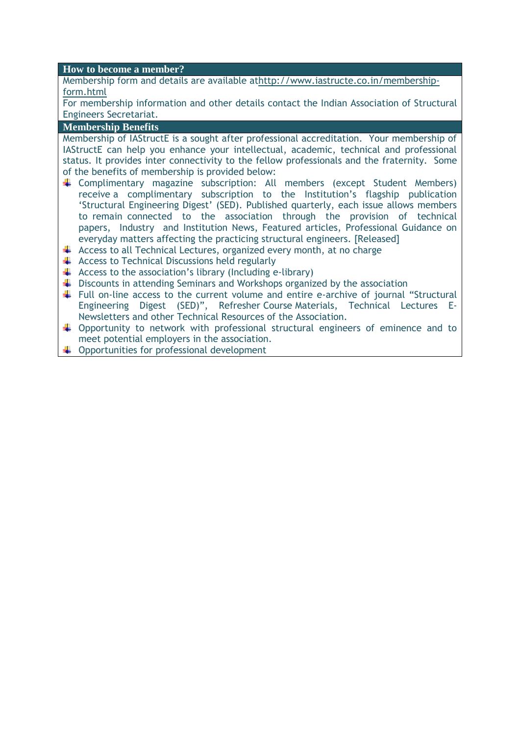## How to become a member?

Membership form and details are available at[http://www.iastructe.co.in/membership-form.html](http://www.iastructe.co.in/membership-form.html)

For membership information and other details contact the Indian Association of Structural Engineers Secretariat.

## Membership Benefits

Membership of IAStructE is a sought after professional accreditation. Your membership of IAStructE can help you enhance your intellectual, academic, technical and professional status. It provides inter connectivity to the fellow professionals and the fraternity. Some of the benefits of membership is provided below:

- Complimentary magazine subscription: All members (except Student Members) receive a complimentary subscription to the Institution's flagship publication 'Structural Engineering Digest' (SED). Published quarterly, each issue allows members to remain connected to the association through the provision of technical papers, Industry and Institution News, Featured articles, Professional Guidance on everyday matters affecting the practicing structural engineers. [Released]
- Access to all Technical Lectures, organized every month, at no charge
- Access to Technical Discussions held regularly
- Access to the association's library (Including e-library)
- Discounts in attending Seminars and Workshops organized by the association
- Full on-line access to the current volume and entire e-archive of journal "Structural Engineering Digest (SED)", Refresher Course Materials, Technical Lectures E-Newsletters and other Technical Resources of the Association.
- Opportunity to network with professional structural engineers of eminence and to meet potential employers in the association.
- Opportunities for professional development